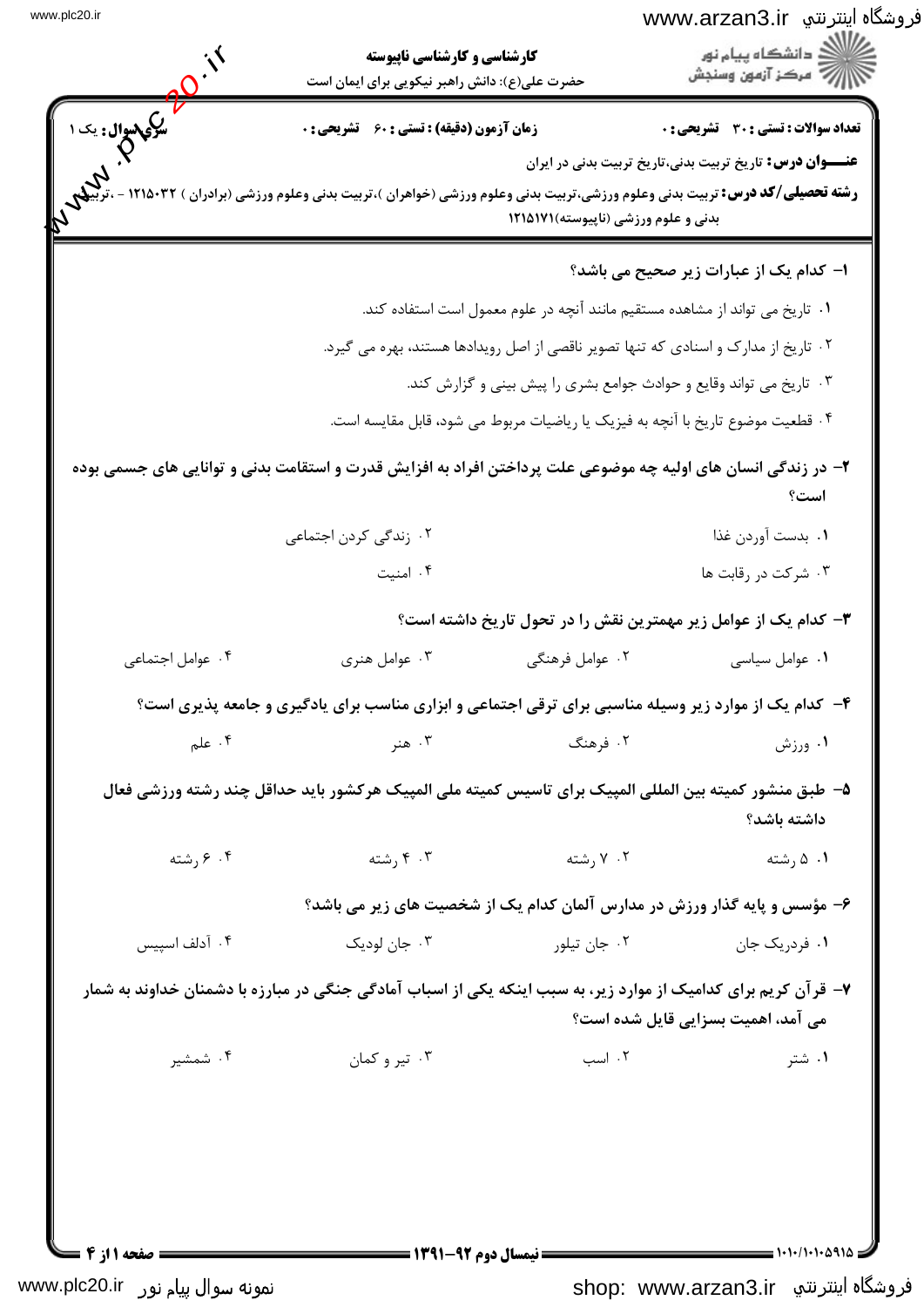کارشناسی و کارشناسی ناپیوسته

حضرت علی(ع): دانش راهبر نیکویی برای ایمان است

دانشگاه پیام نور
مرکز آزمون وسنجش

**تعداد سوالات: تستی: ۳۰ تشریحی: ۰** **زمان آزمون (دقیقه): تستی: ۶۰ تشریحی: ۰** **سری سوال: یک ۱**

**عنـــوان درس:** تاریخ تربیت بدنی،تاریخ تربیت بدنی در ایران

**رشته تحصیلی/کد درس:** تربیت بدنی وعلوم ورزشی،تربیت بدنی وعلوم ورزشی (خواهران )،تربیت بدنی وعلوم ورزشی (برادران ) ۱۲۱۵۰۳۲ - ،تربیت بدنی و علوم ورزشی (ناپیوسته)۱۲۱۵۱۷۱

---

**۱- کدام یک از عبارات زیر صحیح می باشد؟**

۱. تاریخ می تواند از مشاهده مستقیم مانند آنچه در علوم معمول است استفاده کند.

۲. تاریخ از مدارک و اسنادی که تنها تصویر ناقصی از اصل رویدادها هستند، بهره می گیرد.

۳. تاریخ می تواند وقایع و حوادث جوامع بشری را پیش بینی و گزارش کند.

۴. قطعیت موضوع تاریخ با آنچه به فیزیک یا ریاضیات مربوط می شود، قابل مقایسه است.

**۲- در زندگی انسان های اولیه چه موضوعی علت پرداختن افراد به افزایش قدرت و استقامت بدنی و توانایی های جسمی بوده است؟**

۱. بدست آوردن غذا
۲. زندگی کردن اجتماعی
۳. شرکت در رقابت ها
۴. امنیت

**۳- کدام یک از عوامل زیر مهمترین نقش را در تحول تاریخ داشته است؟**

۱. عوامل سیاسی
۲. عوامل فرهنگی
۳. عوامل هنری
۴. عوامل اجتماعی

**۴- کدام یک از موارد زیر وسیله مناسبی برای ترقی اجتماعی و ابزاری مناسب برای یادگیری و جامعه پذیری است؟**

۱. ورزش
۲. فرهنگ
۳. هنر
۴. علم

**۵- طبق منشور کمیته بین المللی المپیک برای تاسیس کمیته ملی المپیک هرکشور باید حداقل چند رشته ورزشی فعال داشته باشد؟**

۱. ۵ رشته
۲. ۷ رشته
۳. ۴ رشته
۴. ۶ رشته

**۶- مؤسس و پایه گذار ورزش در مدارس آلمان کدام یک از شخصیت های زیر می باشد؟**

۱. فدریک جان
۲. جان تیلور
۳. جان لودیک
۴. آدلف اسپیس

**۷- قرآن کریم برای کدامیک از موارد زیر، به سبب اینکه یکی از اسباب آمادگی جنگی در مبارزه با دشمنان خداوند به شمار می آمد، اهمیت بسزایی قایل شده است؟**

۱. شتر
۲. اسب
۳. تیر و کمان
۴. شمشیر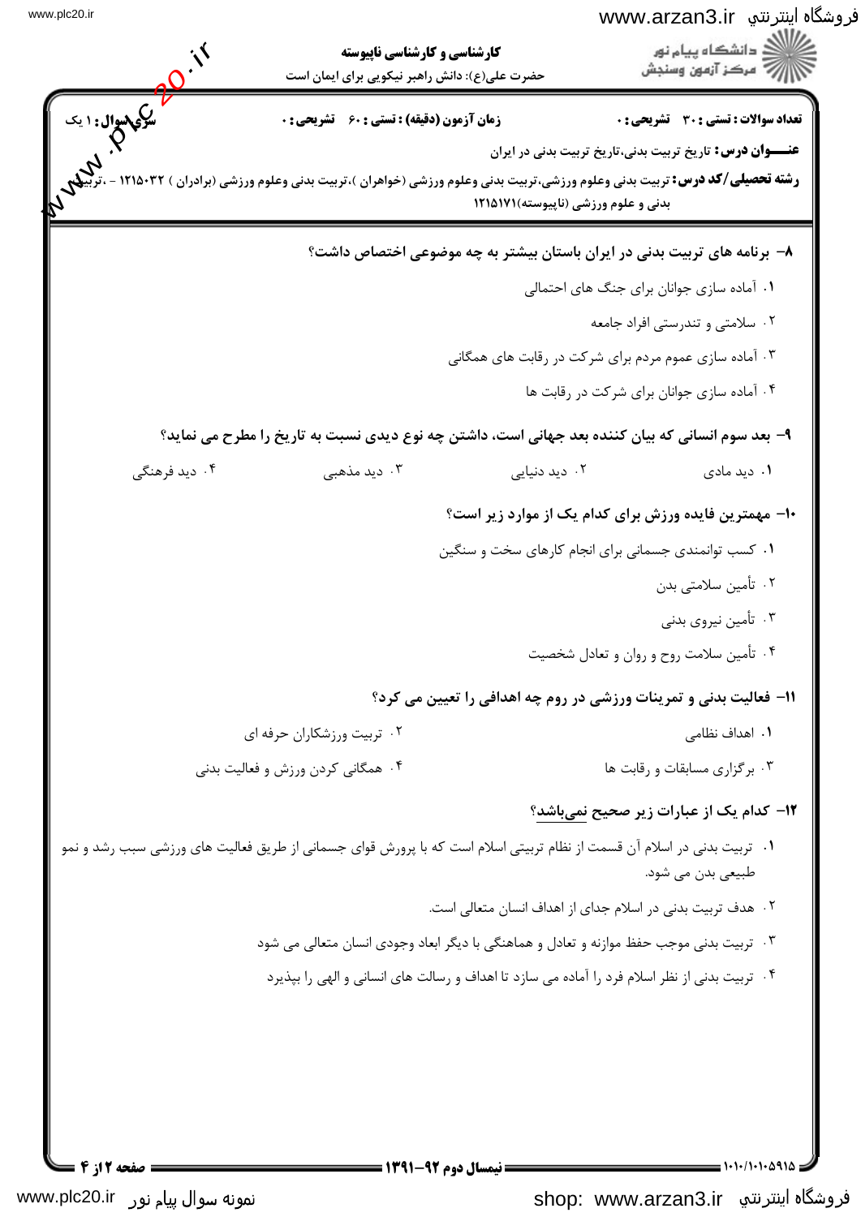**کارشناسی و کارشناسی ناپیوسته**

حضرت علی(ع): دانش راهبر نیکویی برای ایمان است

**تعداد سوالات : تستی : ۳۰ تشریحی : ۰** | **زمان آزمون (دقیقه) : تستی : ۶۰ تشریحی : ۰** | **سری سوال : ۱ یک**

**عنـــوان درس:** تاریخ تربیت بدنی،تاریخ تربیت بدنی در ایران

**رشته تحصیلی/کد درس:** تربیت بدنی وعلوم ورزشی،تربیت بدنی وعلوم ورزشی (خواهران )،تربیت بدنی وعلوم ورزشی (برادران ) ۱۲۱۵۰۳۲ - ،تربیت بدنی و علوم ورزشی (ناپیوسته)۱۲۱۵۱۷۱

**۸- برنامه های تربیت بدنی در ایران باستان بیشتر به چه موضوعی اختصاص داشت؟**

۱. آماده سازی جوانان برای جنگ های احتمالی

۲. سلامتی و تندرستی افراد جامعه

۳. آماده سازی عموم مردم برای شرکت در رقابت های همگانی

۴. آماده سازی جوانان برای شرکت در رقابت ها

**۹- بعد سوم انسانی که بیان کننده بعد جهانی است، داشتن چه نوع دیدی نسبت به تاریخ را مطرح می نماید؟**

۱. دید مادی ۲. دید دنیایی ۳. دید مذهبی ۴. دید فرهنگی

**۱۰- مهمترین فایده ورزش برای کدام یک از موارد زیر است؟**

۱. کسب توانمندی جسمانی برای انجام کارهای سخت و سنگین

۲. تأمین سلامتی بدن

۳. تأمین نیروی بدنی

۴. تأمین سلامت روح و روان و تعادل شخصیت

**۱۱- فعالیت بدنی و تمرینات ورزشی در روم چه اهدافی را تعیین می کرد؟**

۱. اهداف نظامی ۲. تربیت ورزشکاران حرفه ای

۳. برگزاری مسابقات و رقابت ها ۴. همگانی کردن ورزش و فعالیت بدنی

**۱۲- کدام یک از عبارات زیر صحیح نمی‌باشد؟**

۱. تربیت بدنی در اسلام آن قسمت از نظام تربیتی اسلام است که با پرورش قوای جسمانی از طریق فعالیت های ورزشی سبب رشد و نمو طبیعی بدن می شود.

۲. هدف تربیت بدنی در اسلام جدای از اهداف انسان متعالی است.

۳. تربیت بدنی موجب حفظ موازنه و تعادل و هماهنگی با دیگر ابعاد وجودی انسان متعالی می شود

۴. تربیت بدنی از نظر اسلام فرد را آماده می سازد تا اهداف و رسالت های انسانی و الهی را بپذیرد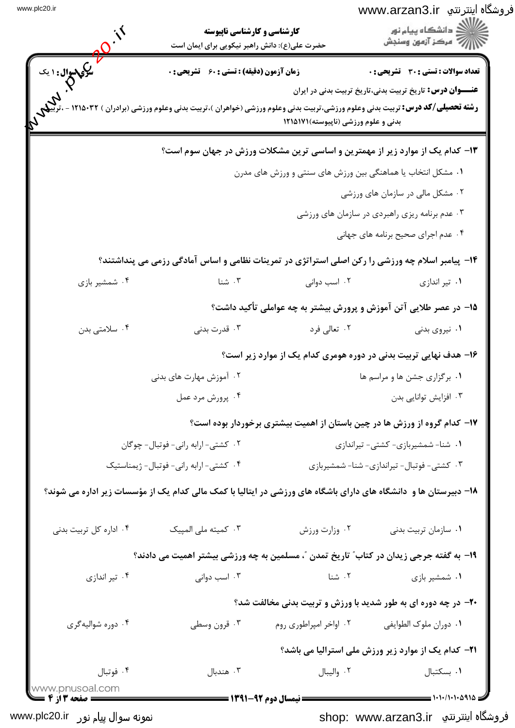**کارشناسی و کارشناسی ناپیوسته**

حضرت علی(ع): دانش راهبر نیکویی برای ایمان است

**تعداد سوالات : تستی : ۳۰ تشریحی : ۰** | **زمان آزمون (دقیقه) : تستی : ۶۰ تشریحی : ۰** | **سری سوال : ۱ یک**

**عنـــوان درس:** تاریخ تربیت بدنی،تاریخ تربیت بدنی در ایران

**رشته تحصیلی/کد درس:** تربیت بدنی وعلوم ورزشی،تربیت بدنی وعلوم ورزشی (خواهران )،تربیت بدنی وعلوم ورزشی (برادران ) ۱۲۱۵۰۳۲ - ،تربیت بدنی و علوم ورزشی (ناپیوسته)۱۲۱۵۱۷۱

**۱۳- کدام یک از موارد زیر از مهمترین و اساسی ترین مشکلات ورزش در جهان سوم است؟**

۱. مشکل انتخاب یا هماهنگی بین ورزش های سنتی و ورزش های مدرن

۲. مشکل مالی در سازمان های ورزشی

۳. عدم برنامه ریزی راهبردی در سازمان های ورزشی

۴. عدم اجرای صحیح برنامه های جهانی

**۱۴- پیامبر اسلام چه ورزشی را رکن اصلی استراتژی در تمرینات نظامی و اساس آمادگی رزمی می پنداشتند؟**

۱. تیر اندازی     ۲. اسب دوانی     ۳. شنا     ۴. شمشیر بازی

**۱۵- در عصر طلایی آتن آموزش و پرورش بیشتر به چه عواملی تأکید داشت؟**

۱. نیروی بدنی     ۲. تعالی فرد     ۳. قدرت بدنی     ۴. سلامتی بدن

**۱۶- هدف نهایی تربیت بدنی در دوره هومری کدام یک از موارد زیر است؟**

۱. برگزاری جشن ها و مراسم ها     ۲. آموزش مهارت های بدنی

۳. افزایش توانایی بدن     ۴. پرورش مرد عمل

**۱۷- کدام گروه از ورزش ها در چین باستان از اهمیت بیشتری برخوردار بوده است؟**

۱. شنا- شمشیربازی- کشتی- تیراندازی     ۲. کشتی- ارابه رانی- فوتبال- چوگان

۳. کشتی- فوتبال- تیراندازی- شنا- شمشیربازی     ۴. کشتی- ارابه رانی- فوتبال- ژیمناستیک

**۱۸- دبیرستان ها و دانشگاه های دارای باشگاه های ورزشی در ایتالیا با کمک مالی کدام یک از مؤسسات زیر اداره می شوند؟**

۱. سازمان تربیت بدنی     ۲. وزارت ورزش     ۳. کمیته ملی المپیک     ۴. اداره کل تربیت بدنی

**۱۹- به گفته جرجی زیدان در کتاب" تاریخ تمدن "، مسلمین به چه ورزشی بیشتر اهمیت می دادند؟**

۱. شمشیر بازی     ۲. شنا     ۳. اسب دوانی     ۴. تیر اندازی

**۲۰- در چه دوره ای به طور شدید با ورزش و تربیت بدنی مخالفت شد؟**

۱. دوران ملوک الطوایفی     ۲. اواخر امپراطوری روم     ۳. قرون وسطی     ۴. دوره شوالیه‌گری

**۲۱- کدام یک از موارد زیر ورزش ملی استرالیا می باشد؟**

۱. بسکتبال     ۲. والیبال     ۳. هندبال     ۴. فوتبال

نیمسال دوم ۹۲-۱۳۹۱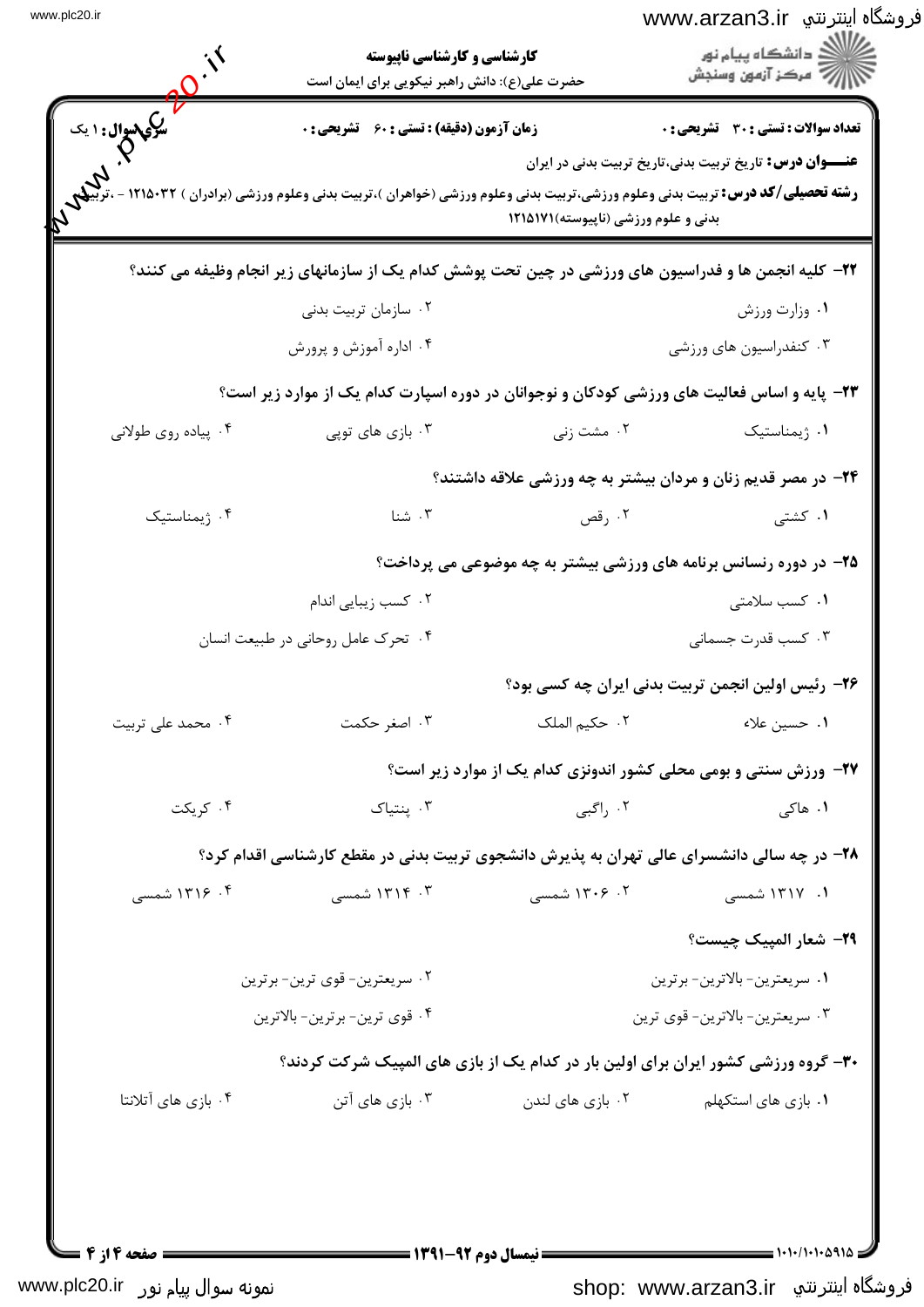**کارشناسی و کارشناسی ناپیوسته**

حضرت علی(ع): دانش راهبر نیکویی برای ایمان است

**سری سوال:** ۱ یک | **زمان آزمون (دقیقه) : تستی :** ۶۰ **تشریحی :** ۰ | **تعداد سوالات : تستی :** ۳۰ **تشریحی :** ۰

**عنـــوان درس:** تاریخ تربیت بدنی،تاریخ تربیت بدنی در ایران

**رشته تحصیلی/کد درس:** تربیت بدنی وعلوم ورزشی،تربیت بدنی وعلوم ورزشی (خواهران )،تربیت بدنی وعلوم ورزشی (برادران ) ۱۲۱۵۰۳۲ - ،تربیت بدنی و علوم ورزشی (ناپیوسته)۱۲۱۵۱۷۱

**۲۲- کلیه انجمن ها و فدراسیون های ورزشی در چین تحت پوشش کدام یک از سازمانهای زیر انجام وظیفه می کنند؟**

۱. وزارت ورزش

۲. سازمان تربیت بدنی

۳. کنفدراسیون های ورزشی

۴. اداره آموزش و پرورش

**۲۳- پایه و اساس فعالیت های ورزشی کودکان و نوجوانان در دوره اسپارت کدام یک از موارد زیر است؟**

۱. ژیمناستیک

۲. مشت زنی

۳. بازی های توپی

۴. پیاده روی طولانی

**۲۴- در مصر قدیم زنان و مردان بیشتر به چه ورزشی علاقه داشتند؟**

۱. کشتی

۲. رقص

۳. شنا

۴. ژیمناستیک

**۲۵- در دوره رنسانس برنامه های ورزشی بیشتر به چه موضوعی می پرداخت؟**

۱. کسب سلامتی

۲. کسب زیبایی اندام

۳. کسب قدرت جسمانی

۴. تحرک عامل روحانی در طبیعت انسان

**۲۶- رئیس اولین انجمن تربیت بدنی ایران چه کسی بود؟**

۱. حسین علاء

۲. حکیم الملک

۳. اصغر حکمت

۴. محمد علی تربیت

**۲۷- ورزش سنتی و بومی محلی کشور اندونزی کدام یک از موارد زیر است؟**

۱. هاکی

۲. راگبی

۳. پنتیاک

۴. کریکت

**۲۸- در چه سالی دانشسرای عالی تهران به پذیرش دانشجوی تربیت بدنی در مقطع کارشناسی اقدام کرد؟**

۱. ۱۳۱۷ شمسی

۲. ۱۳۰۶ شمسی

۳. ۱۳۱۴ شمسی

۴. ۱۳۱۶ شمسی

**۲۹- شعار المپیک چیست؟**

۱. سریعترین- بالاترین- برترین

۲. سریعترین- قوی ترین- برترین

۳. سریعترین- بالاترین- قوی ترین

۴. قوی ترین- برترین- بالاترین

**۳۰- گروه ورزشی کشور ایران برای اولین بار در کدام یک از بازی های المپیک شرکت کردند؟**

۱. بازی های استکهلم

۲. بازی های لندن

۳. بازی های آتن

۴. بازی های آتلانتا